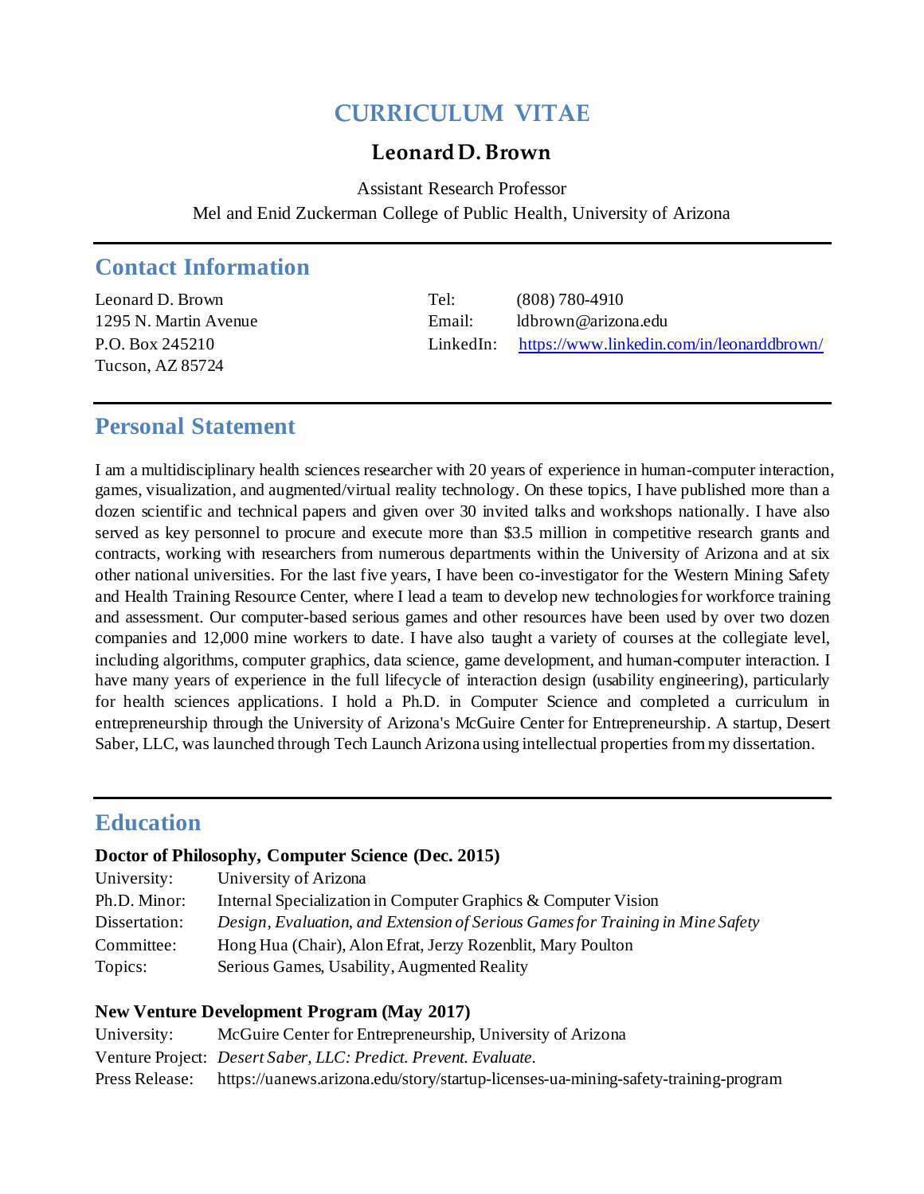# CURRICULUM VITAE

## Leonard D. Brown

Assistant Research Professor
Mel and Enid Zuckerman College of Public Health, University of Arizona

## Contact Information

Leonard D. Brown
1295 N. Martin Avenue
P.O. Box 245210
Tucson, AZ 85724

Tel: (808) 780-4910
Email: ldbrown@arizona.edu
LinkedIn: https://www.linkedin.com/in/leonarddbrown/

## Personal Statement

I am a multidisciplinary health sciences researcher with 20 years of experience in human-computer interaction, games, visualization, and augmented/virtual reality technology. On these topics, I have published more than a dozen scientific and technical papers and given over 30 invited talks and workshops nationally. I have also served as key personnel to procure and execute more than $3.5 million in competitive research grants and contracts, working with researchers from numerous departments within the University of Arizona and at six other national universities. For the last five years, I have been co-investigator for the Western Mining Safety and Health Training Resource Center, where I lead a team to develop new technologies for workforce training and assessment. Our computer-based serious games and other resources have been used by over two dozen companies and 12,000 mine workers to date. I have also taught a variety of courses at the collegiate level, including algorithms, computer graphics, data science, game development, and human-computer interaction. I have many years of experience in the full lifecycle of interaction design (usability engineering), particularly for health sciences applications. I hold a Ph.D. in Computer Science and completed a curriculum in entrepreneurship through the University of Arizona's McGuire Center for Entrepreneurship. A startup, Desert Saber, LLC, was launched through Tech Launch Arizona using intellectual properties from my dissertation.

## Education

**Doctor of Philosophy, Computer Science (Dec. 2015)**

University: University of Arizona
Ph.D. Minor: Internal Specialization in Computer Graphics & Computer Vision
Dissertation: *Design, Evaluation, and Extension of Serious Games for Training in Mine Safety*
Committee: Hong Hua (Chair), Alon Efrat, Jerzy Rozenblit, Mary Poulton
Topics: Serious Games, Usability, Augmented Reality

**New Venture Development Program (May 2017)**

University: McGuire Center for Entrepreneurship, University of Arizona
Venture Project: *Desert Saber, LLC: Predict. Prevent. Evaluate.*
Press Release: https://uanews.arizona.edu/story/startup-licenses-ua-mining-safety-training-program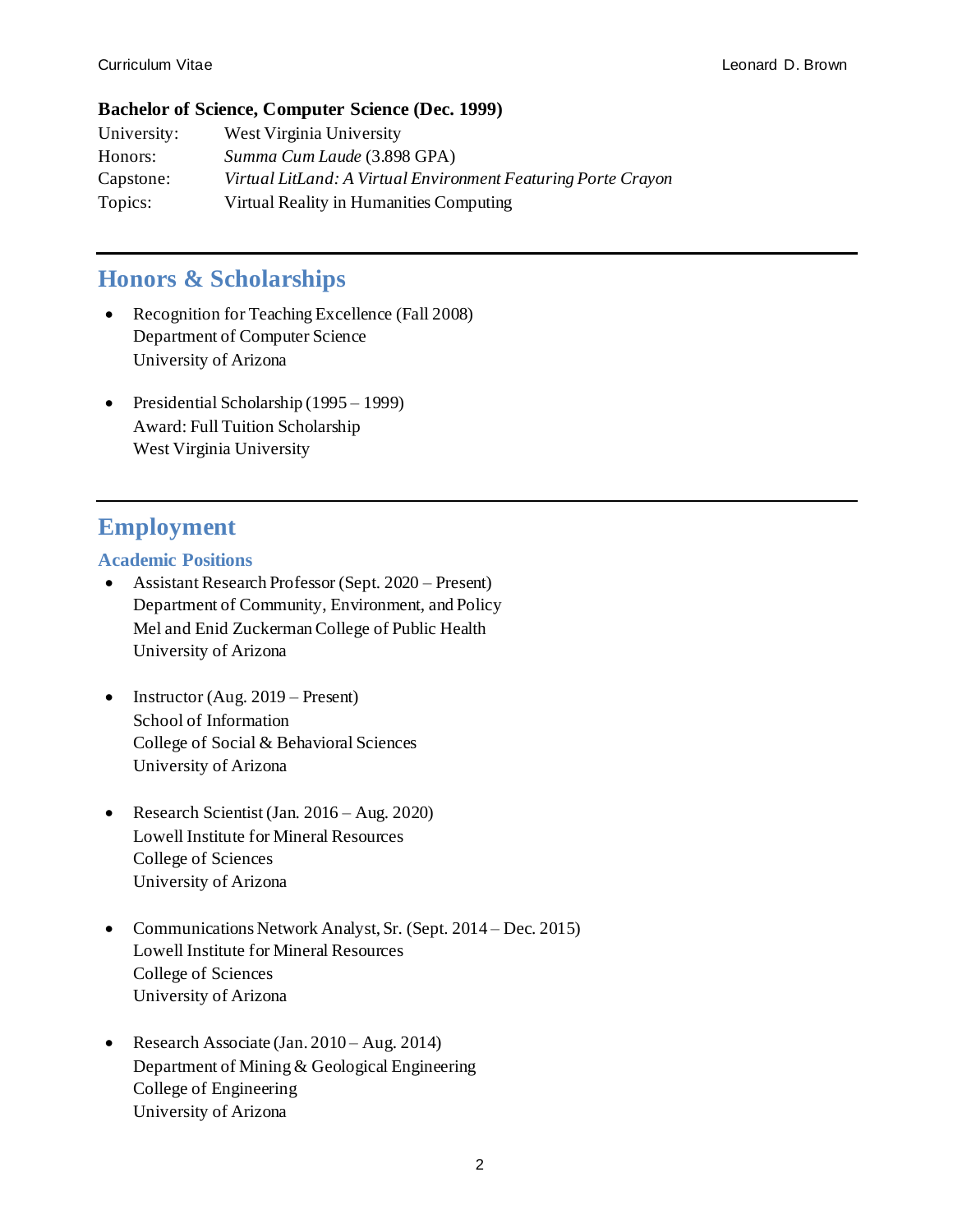**Bachelor of Science, Computer Science (Dec. 1999)**

| | |
|---|---|
| University: | West Virginia University |
| Honors: | *Summa Cum Laude* (3.898 GPA) |
| Capstone: | *Virtual LitLand: A Virtual Environment Featuring Porte Crayon* |
| Topics: | Virtual Reality in Humanities Computing |

---

## Honors & Scholarships

- Recognition for Teaching Excellence (Fall 2008)
  Department of Computer Science
  University of Arizona

- Presidential Scholarship (1995 – 1999)
  Award: Full Tuition Scholarship
  West Virginia University

---

## Employment

### Academic Positions

- Assistant Research Professor (Sept. 2020 – Present)
  Department of Community, Environment, and Policy
  Mel and Enid Zuckerman College of Public Health
  University of Arizona

- Instructor (Aug. 2019 – Present)
  School of Information
  College of Social & Behavioral Sciences
  University of Arizona

- Research Scientist (Jan. 2016 – Aug. 2020)
  Lowell Institute for Mineral Resources
  College of Sciences
  University of Arizona

- Communications Network Analyst, Sr. (Sept. 2014 – Dec. 2015)
  Lowell Institute for Mineral Resources
  College of Sciences
  University of Arizona

- Research Associate (Jan. 2010 – Aug. 2014)
  Department of Mining & Geological Engineering
  College of Engineering
  University of Arizona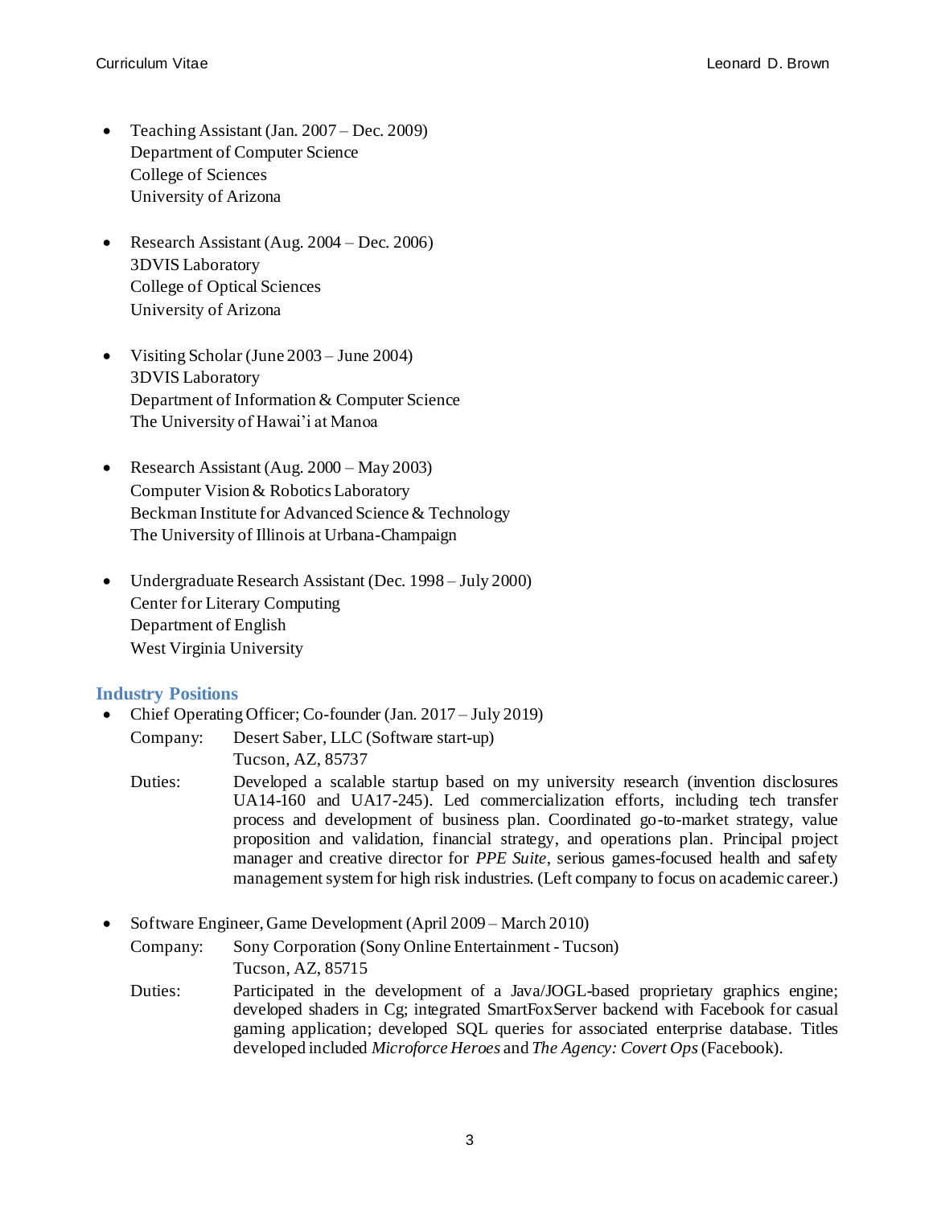- Teaching Assistant (Jan. 2007 – Dec. 2009)
  Department of Computer Science
  College of Sciences
  University of Arizona

- Research Assistant (Aug. 2004 – Dec. 2006)
  3DVIS Laboratory
  College of Optical Sciences
  University of Arizona

- Visiting Scholar (June 2003 – June 2004)
  3DVIS Laboratory
  Department of Information & Computer Science
  The University of Hawai'i at Manoa

- Research Assistant (Aug. 2000 – May 2003)
  Computer Vision & Robotics Laboratory
  Beckman Institute for Advanced Science & Technology
  The University of Illinois at Urbana-Champaign

- Undergraduate Research Assistant (Dec. 1998 – July 2000)
  Center for Literary Computing
  Department of English
  West Virginia University

## Industry Positions

- Chief Operating Officer; Co-founder (Jan. 2017 – July 2019)
  Company: Desert Saber, LLC (Software start-up)
  Tucson, AZ, 85737
  Duties: Developed a scalable startup based on my university research (invention disclosures UA14-160 and UA17-245). Led commercialization efforts, including tech transfer process and development of business plan. Coordinated go-to-market strategy, value proposition and validation, financial strategy, and operations plan. Principal project manager and creative director for *PPE Suite*, serious games-focused health and safety management system for high risk industries. (Left company to focus on academic career.)

- Software Engineer, Game Development (April 2009 – March 2010)
  Company: Sony Corporation (Sony Online Entertainment - Tucson)
  Tucson, AZ, 85715
  Duties: Participated in the development of a Java/JOGL-based proprietary graphics engine; developed shaders in Cg; integrated SmartFoxServer backend with Facebook for casual gaming application; developed SQL queries for associated enterprise database. Titles developed included *Microforce Heroes* and *The Agency: Covert Ops* (Facebook).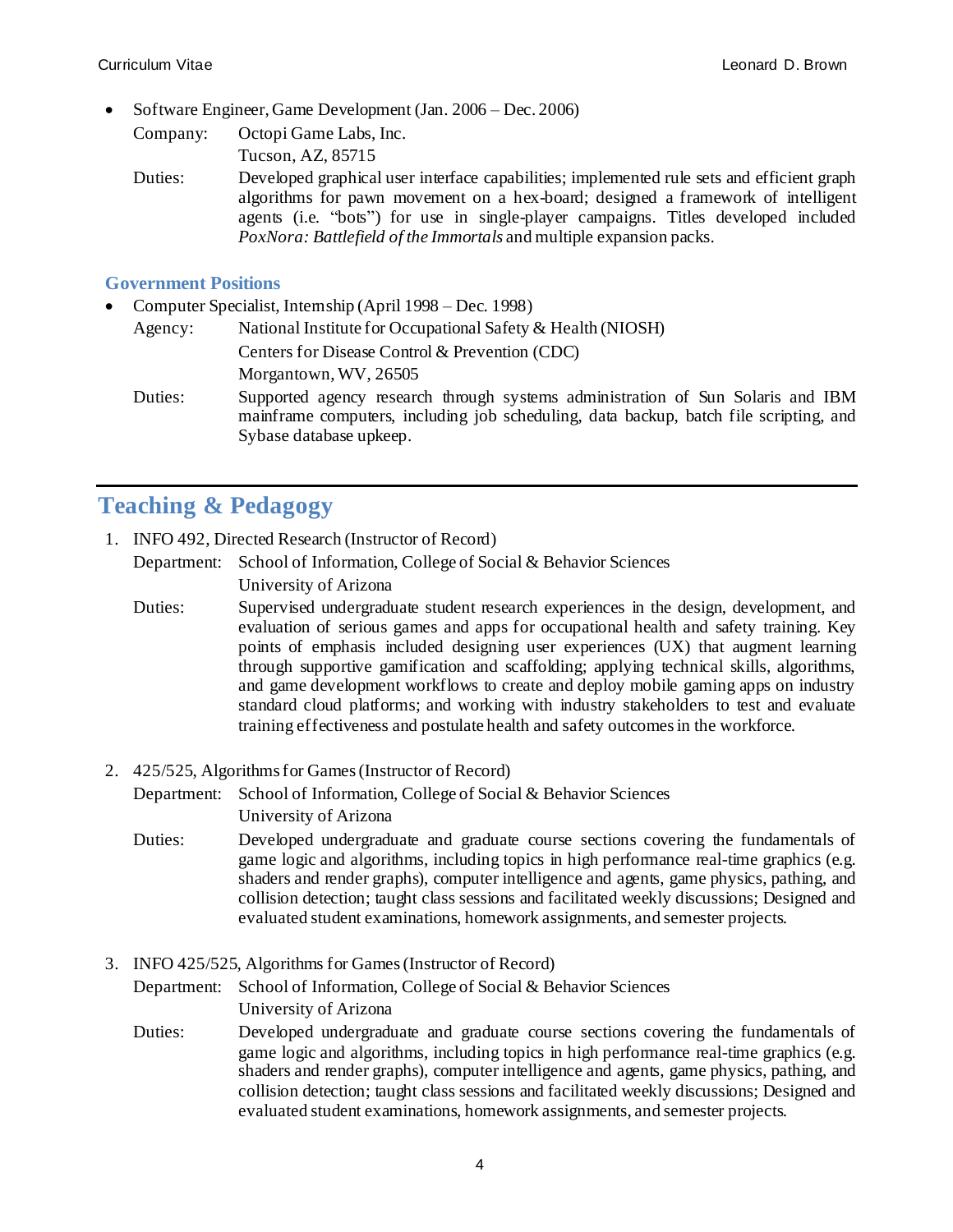- Software Engineer, Game Development (Jan. 2006 – Dec. 2006)

  Company: Octopi Game Labs, Inc.
  Tucson, AZ, 85715

  Duties: Developed graphical user interface capabilities; implemented rule sets and efficient graph algorithms for pawn movement on a hex-board; designed a framework of intelligent agents (i.e. "bots") for use in single-player campaigns. Titles developed included *PoxNora: Battlefield of the Immortals* and multiple expansion packs.

### Government Positions

- Computer Specialist, Internship (April 1998 – Dec. 1998)

  Agency: National Institute for Occupational Safety & Health (NIOSH)
  Centers for Disease Control & Prevention (CDC)
  Morgantown, WV, 26505

  Duties: Supported agency research through systems administration of Sun Solaris and IBM mainframe computers, including job scheduling, data backup, batch file scripting, and Sybase database upkeep.

---

## Teaching & Pedagogy

1. INFO 492, Directed Research (Instructor of Record)

   Department: School of Information, College of Social & Behavior Sciences
   University of Arizona

   Duties: Supervised undergraduate student research experiences in the design, development, and evaluation of serious games and apps for occupational health and safety training. Key points of emphasis included designing user experiences (UX) that augment learning through supportive gamification and scaffolding; applying technical skills, algorithms, and game development workflows to create and deploy mobile gaming apps on industry standard cloud platforms; and working with industry stakeholders to test and evaluate training effectiveness and postulate health and safety outcomes in the workforce.

2. 425/525, Algorithms for Games (Instructor of Record)

   Department: School of Information, College of Social & Behavior Sciences
   University of Arizona

   Duties: Developed undergraduate and graduate course sections covering the fundamentals of game logic and algorithms, including topics in high performance real-time graphics (e.g. shaders and render graphs), computer intelligence and agents, game physics, pathing, and collision detection; taught class sessions and facilitated weekly discussions; Designed and evaluated student examinations, homework assignments, and semester projects.

3. INFO 425/525, Algorithms for Games (Instructor of Record)

   Department: School of Information, College of Social & Behavior Sciences
   University of Arizona

   Duties: Developed undergraduate and graduate course sections covering the fundamentals of game logic and algorithms, including topics in high performance real-time graphics (e.g. shaders and render graphs), computer intelligence and agents, game physics, pathing, and collision detection; taught class sessions and facilitated weekly discussions; Designed and evaluated student examinations, homework assignments, and semester projects.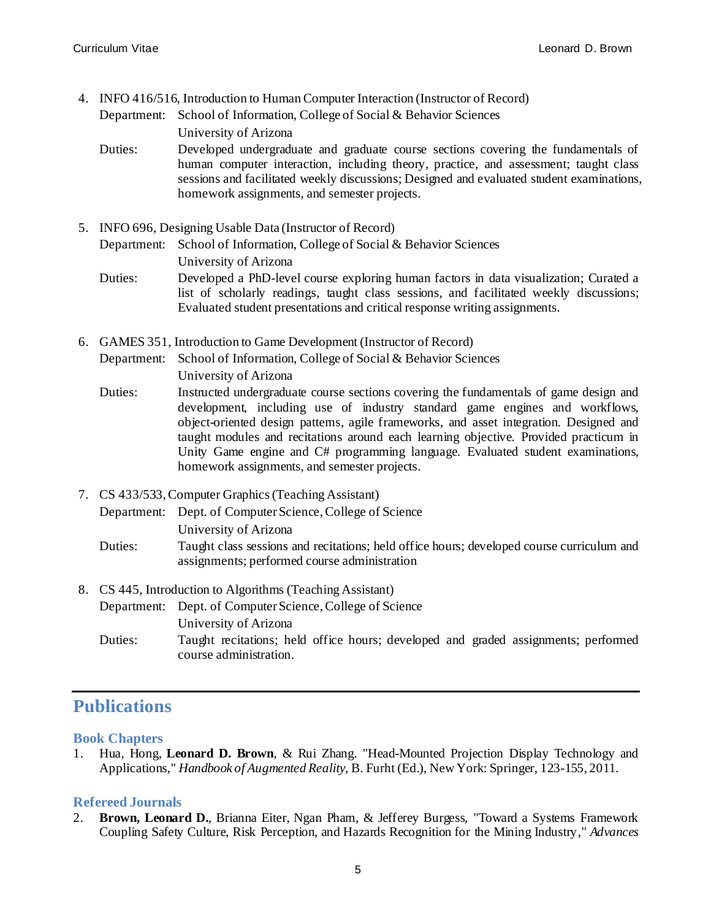4. INFO 416/516, Introduction to Human Computer Interaction (Instructor of Record)
   Department: School of Information, College of Social & Behavior Sciences
   University of Arizona
   Duties: Developed undergraduate and graduate course sections covering the fundamentals of human computer interaction, including theory, practice, and assessment; taught class sessions and facilitated weekly discussions; Designed and evaluated student examinations, homework assignments, and semester projects.

5. INFO 696, Designing Usable Data (Instructor of Record)
   Department: School of Information, College of Social & Behavior Sciences
   University of Arizona
   Duties: Developed a PhD-level course exploring human factors in data visualization; Curated a list of scholarly readings, taught class sessions, and facilitated weekly discussions; Evaluated student presentations and critical response writing assignments.

6. GAMES 351, Introduction to Game Development (Instructor of Record)
   Department: School of Information, College of Social & Behavior Sciences
   University of Arizona
   Duties: Instructed undergraduate course sections covering the fundamentals of game design and development, including use of industry standard game engines and workflows, object-oriented design patterns, agile frameworks, and asset integration. Designed and taught modules and recitations around each learning objective. Provided practicum in Unity Game engine and C# programming language. Evaluated student examinations, homework assignments, and semester projects.

7. CS 433/533, Computer Graphics (Teaching Assistant)
   Department: Dept. of Computer Science, College of Science
   University of Arizona
   Duties: Taught class sessions and recitations; held office hours; developed course curriculum and assignments; performed course administration

8. CS 445, Introduction to Algorithms (Teaching Assistant)
   Department: Dept. of Computer Science, College of Science
   University of Arizona
   Duties: Taught recitations; held office hours; developed and graded assignments; performed course administration.

# Publications

## Book Chapters

1. Hua, Hong, **Leonard D. Brown**, & Rui Zhang. "Head-Mounted Projection Display Technology and Applications," *Handbook of Augmented Reality*, B. Furht (Ed.), New York: Springer, 123-155, 2011.

## Refereed Journals

2. **Brown, Leonard D.**, Brianna Eiter, Ngan Pham, & Jefferey Burgess, "Toward a Systems Framework Coupling Safety Culture, Risk Perception, and Hazards Recognition for the Mining Industry," *Advances*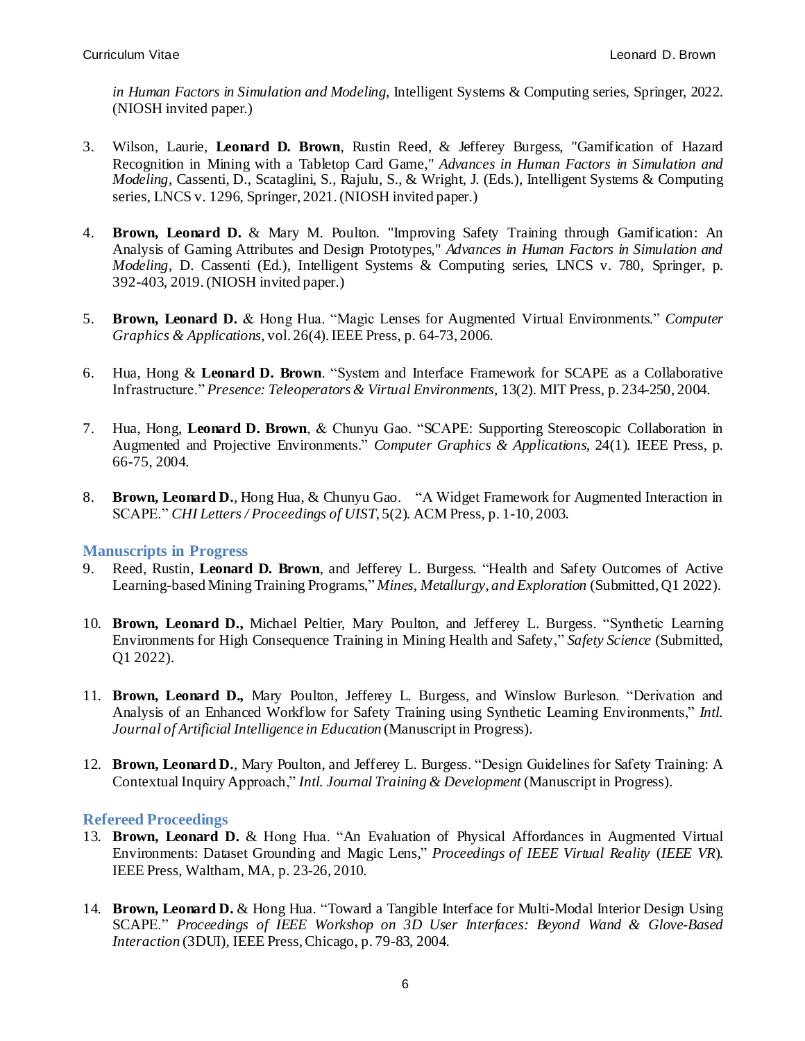*in Human Factors in Simulation and Modeling*, Intelligent Systems & Computing series, Springer, 2022. (NIOSH invited paper.)

3. Wilson, Laurie, **Leonard D. Brown**, Rustin Reed, & Jefferey Burgess, "Gamification of Hazard Recognition in Mining with a Tabletop Card Game," *Advances in Human Factors in Simulation and Modeling*, Cassenti, D., Scataglini, S., Rajulu, S., & Wright, J. (Eds.), Intelligent Systems & Computing series, LNCS v. 1296, Springer, 2021. (NIOSH invited paper.)

4. **Brown, Leonard D.** & Mary M. Poulton. "Improving Safety Training through Gamification: An Analysis of Gaming Attributes and Design Prototypes," *Advances in Human Factors in Simulation and Modeling*, D. Cassenti (Ed.), Intelligent Systems & Computing series, LNCS v. 780, Springer, p. 392-403, 2019. (NIOSH invited paper.)

5. **Brown, Leonard D.** & Hong Hua. "Magic Lenses for Augmented Virtual Environments." *Computer Graphics & Applications*, vol. 26(4). IEEE Press, p. 64-73, 2006.

6. Hua, Hong & **Leonard D. Brown**. "System and Interface Framework for SCAPE as a Collaborative Infrastructure." *Presence: Teleoperators & Virtual Environments*, 13(2). MIT Press, p. 234-250, 2004.

7. Hua, Hong, **Leonard D. Brown**, & Chunyu Gao. "SCAPE: Supporting Stereoscopic Collaboration in Augmented and Projective Environments." *Computer Graphics & Applications*, 24(1). IEEE Press, p. 66-75, 2004.

8. **Brown, Leonard D.**, Hong Hua, & Chunyu Gao. "A Widget Framework for Augmented Interaction in SCAPE." *CHI Letters / Proceedings of UIST*, 5(2). ACM Press, p. 1-10, 2003.

### Manuscripts in Progress

9. Reed, Rustin, **Leonard D. Brown**, and Jefferey L. Burgess. "Health and Safety Outcomes of Active Learning-based Mining Training Programs," *Mines, Metallurgy, and Exploration* (Submitted, Q1 2022).

10. **Brown, Leonard D.,** Michael Peltier, Mary Poulton, and Jefferey L. Burgess. "Synthetic Learning Environments for High Consequence Training in Mining Health and Safety," *Safety Science* (Submitted, Q1 2022).

11. **Brown, Leonard D.,** Mary Poulton, Jefferey L. Burgess, and Winslow Burleson. "Derivation and Analysis of an Enhanced Workflow for Safety Training using Synthetic Learning Environments," *Intl. Journal of Artificial Intelligence in Education* (Manuscript in Progress).

12. **Brown, Leonard D.**, Mary Poulton, and Jefferey L. Burgess. "Design Guidelines for Safety Training: A Contextual Inquiry Approach," *Intl. Journal Training & Development* (Manuscript in Progress).

### Refereed Proceedings

13. **Brown, Leonard D.** & Hong Hua. "An Evaluation of Physical Affordances in Augmented Virtual Environments: Dataset Grounding and Magic Lens," *Proceedings of IEEE Virtual Reality* (*IEEE VR*). IEEE Press, Waltham, MA, p. 23-26, 2010.

14. **Brown, Leonard D.** & Hong Hua. "Toward a Tangible Interface for Multi-Modal Interior Design Using SCAPE." *Proceedings of IEEE Workshop on 3D User Interfaces: Beyond Wand & Glove-Based Interaction* (3DUI), IEEE Press, Chicago, p. 79-83, 2004.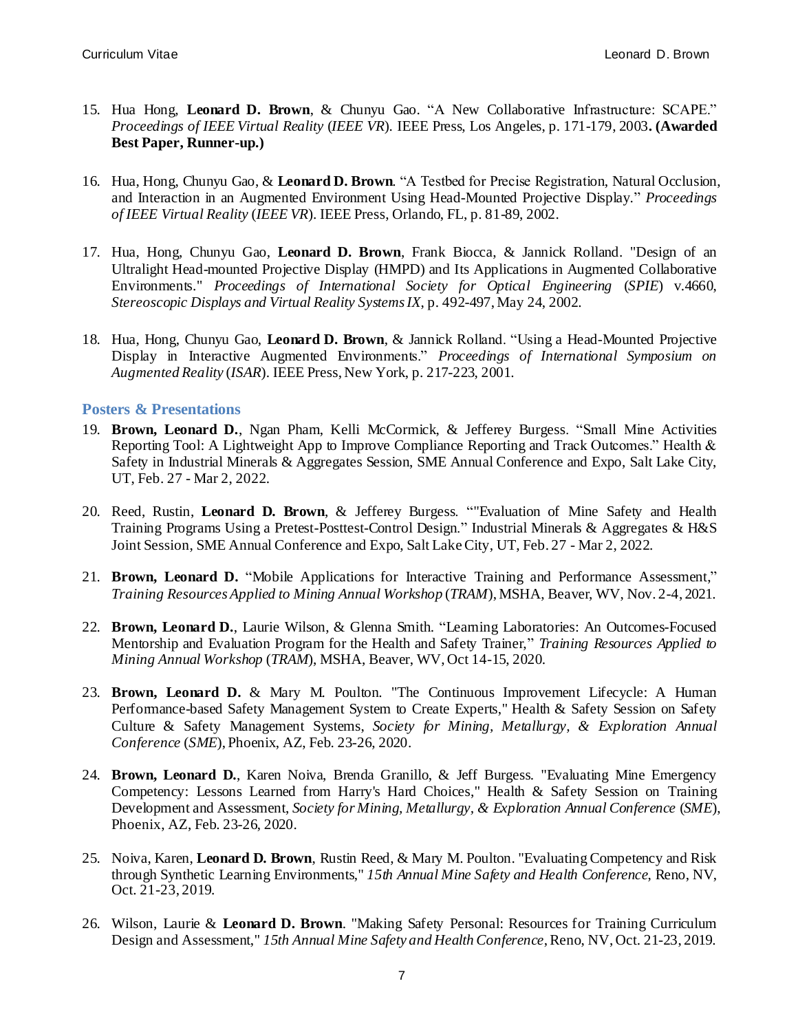15. Hua Hong, **Leonard D. Brown**, & Chunyu Gao. "A New Collaborative Infrastructure: SCAPE." *Proceedings of IEEE Virtual Reality* (*IEEE VR*). IEEE Press, Los Angeles, p. 171-179, 2003**. (Awarded Best Paper, Runner-up.)**

16. Hua, Hong, Chunyu Gao, & **Leonard D. Brown**. "A Testbed for Precise Registration, Natural Occlusion, and Interaction in an Augmented Environment Using Head-Mounted Projective Display." *Proceedings of IEEE Virtual Reality* (*IEEE VR*). IEEE Press, Orlando, FL, p. 81-89, 2002.

17. Hua, Hong, Chunyu Gao, **Leonard D. Brown**, Frank Biocca, & Jannick Rolland. "Design of an Ultralight Head-mounted Projective Display (HMPD) and Its Applications in Augmented Collaborative Environments." *Proceedings of International Society for Optical Engineering* (*SPIE*) v.4660, *Stereoscopic Displays and Virtual Reality Systems IX*, p. 492-497, May 24, 2002.

18. Hua, Hong, Chunyu Gao, **Leonard D. Brown**, & Jannick Rolland. "Using a Head-Mounted Projective Display in Interactive Augmented Environments." *Proceedings of International Symposium on Augmented Reality* (*ISAR*). IEEE Press, New York, p. 217-223, 2001.

## Posters & Presentations

19. **Brown, Leonard D.**, Ngan Pham, Kelli McCormick, & Jefferey Burgess. "Small Mine Activities Reporting Tool: A Lightweight App to Improve Compliance Reporting and Track Outcomes." Health & Safety in Industrial Minerals & Aggregates Session, SME Annual Conference and Expo, Salt Lake City, UT, Feb. 27 - Mar 2, 2022.

20. Reed, Rustin, **Leonard D. Brown**, & Jefferey Burgess. ""Evaluation of Mine Safety and Health Training Programs Using a Pretest-Posttest-Control Design." Industrial Minerals & Aggregates & H&S Joint Session, SME Annual Conference and Expo, Salt Lake City, UT, Feb. 27 - Mar 2, 2022.

21. **Brown, Leonard D.** "Mobile Applications for Interactive Training and Performance Assessment," *Training Resources Applied to Mining Annual Workshop* (*TRAM*), MSHA, Beaver, WV, Nov. 2-4, 2021.

22. **Brown, Leonard D.**, Laurie Wilson, & Glenna Smith. "Learning Laboratories: An Outcomes-Focused Mentorship and Evaluation Program for the Health and Safety Trainer," *Training Resources Applied to Mining Annual Workshop* (*TRAM*), MSHA, Beaver, WV, Oct 14-15, 2020.

23. **Brown, Leonard D.** & Mary M. Poulton. "The Continuous Improvement Lifecycle: A Human Performance-based Safety Management System to Create Experts," Health & Safety Session on Safety Culture & Safety Management Systems, *Society for Mining, Metallurgy, & Exploration Annual Conference* (*SME*), Phoenix, AZ, Feb. 23-26, 2020.

24. **Brown, Leonard D.**, Karen Noiva, Brenda Granillo, & Jeff Burgess. "Evaluating Mine Emergency Competency: Lessons Learned from Harry's Hard Choices," Health & Safety Session on Training Development and Assessment, *Society for Mining, Metallurgy, & Exploration Annual Conference* (*SME*), Phoenix, AZ, Feb. 23-26, 2020.

25. Noiva, Karen, **Leonard D. Brown**, Rustin Reed, & Mary M. Poulton. "Evaluating Competency and Risk through Synthetic Learning Environments," *15th Annual Mine Safety and Health Conference*, Reno, NV, Oct. 21-23, 2019.

26. Wilson, Laurie & **Leonard D. Brown**. "Making Safety Personal: Resources for Training Curriculum Design and Assessment," *15th Annual Mine Safety and Health Conference*, Reno, NV, Oct. 21-23, 2019.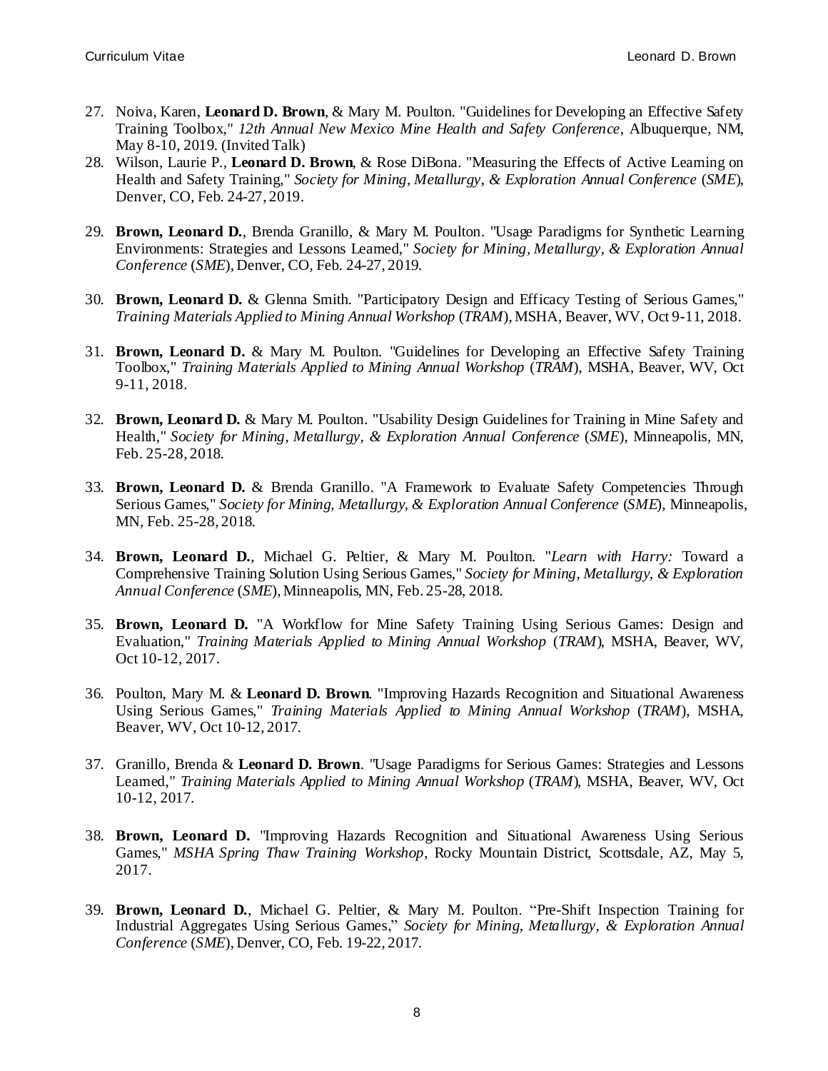27. Noiva, Karen, **Leonard D. Brown**, & Mary M. Poulton. "Guidelines for Developing an Effective Safety Training Toolbox," *12th Annual New Mexico Mine Health and Safety Conference*, Albuquerque, NM, May 8-10, 2019. (Invited Talk)
28. Wilson, Laurie P., **Leonard D. Brown**, & Rose DiBona. "Measuring the Effects of Active Learning on Health and Safety Training," *Society for Mining, Metallurgy, & Exploration Annual Conference* (*SME*), Denver, CO, Feb. 24-27, 2019.
29. **Brown, Leonard D.**, Brenda Granillo, & Mary M. Poulton. "Usage Paradigms for Synthetic Learning Environments: Strategies and Lessons Learned," *Society for Mining, Metallurgy, & Exploration Annual Conference* (*SME*), Denver, CO, Feb. 24-27, 2019.
30. **Brown, Leonard D.** & Glenna Smith. "Participatory Design and Efficacy Testing of Serious Games," *Training Materials Applied to Mining Annual Workshop* (*TRAM*), MSHA, Beaver, WV, Oct 9-11, 2018.
31. **Brown, Leonard D.** & Mary M. Poulton. "Guidelines for Developing an Effective Safety Training Toolbox," *Training Materials Applied to Mining Annual Workshop* (*TRAM*), MSHA, Beaver, WV, Oct 9-11, 2018.
32. **Brown, Leonard D.** & Mary M. Poulton. "Usability Design Guidelines for Training in Mine Safety and Health," *Society for Mining, Metallurgy, & Exploration Annual Conference* (*SME*), Minneapolis, MN, Feb. 25-28, 2018.
33. **Brown, Leonard D.** & Brenda Granillo. "A Framework to Evaluate Safety Competencies Through Serious Games," *Society for Mining, Metallurgy, & Exploration Annual Conference* (*SME*), Minneapolis, MN, Feb. 25-28, 2018.
34. **Brown, Leonard D.**, Michael G. Peltier, & Mary M. Poulton. "*Learn with Harry:* Toward a Comprehensive Training Solution Using Serious Games," *Society for Mining, Metallurgy, & Exploration Annual Conference* (*SME*), Minneapolis, MN, Feb. 25-28, 2018.
35. **Brown, Leonard D.** "A Workflow for Mine Safety Training Using Serious Games: Design and Evaluation," *Training Materials Applied to Mining Annual Workshop* (*TRAM*), MSHA, Beaver, WV, Oct 10-12, 2017.
36. Poulton, Mary M. & **Leonard D. Brown**. "Improving Hazards Recognition and Situational Awareness Using Serious Games," *Training Materials Applied to Mining Annual Workshop* (*TRAM*), MSHA, Beaver, WV, Oct 10-12, 2017.
37. Granillo, Brenda & **Leonard D. Brown**. "Usage Paradigms for Serious Games: Strategies and Lessons Learned," *Training Materials Applied to Mining Annual Workshop* (*TRAM*), MSHA, Beaver, WV, Oct 10-12, 2017.
38. **Brown, Leonard D.** "Improving Hazards Recognition and Situational Awareness Using Serious Games," *MSHA Spring Thaw Training Workshop*, Rocky Mountain District, Scottsdale, AZ, May 5, 2017.
39. **Brown, Leonard D.**, Michael G. Peltier, & Mary M. Poulton. "Pre-Shift Inspection Training for Industrial Aggregates Using Serious Games," *Society for Mining, Metallurgy, & Exploration Annual Conference* (*SME*), Denver, CO, Feb. 19-22, 2017.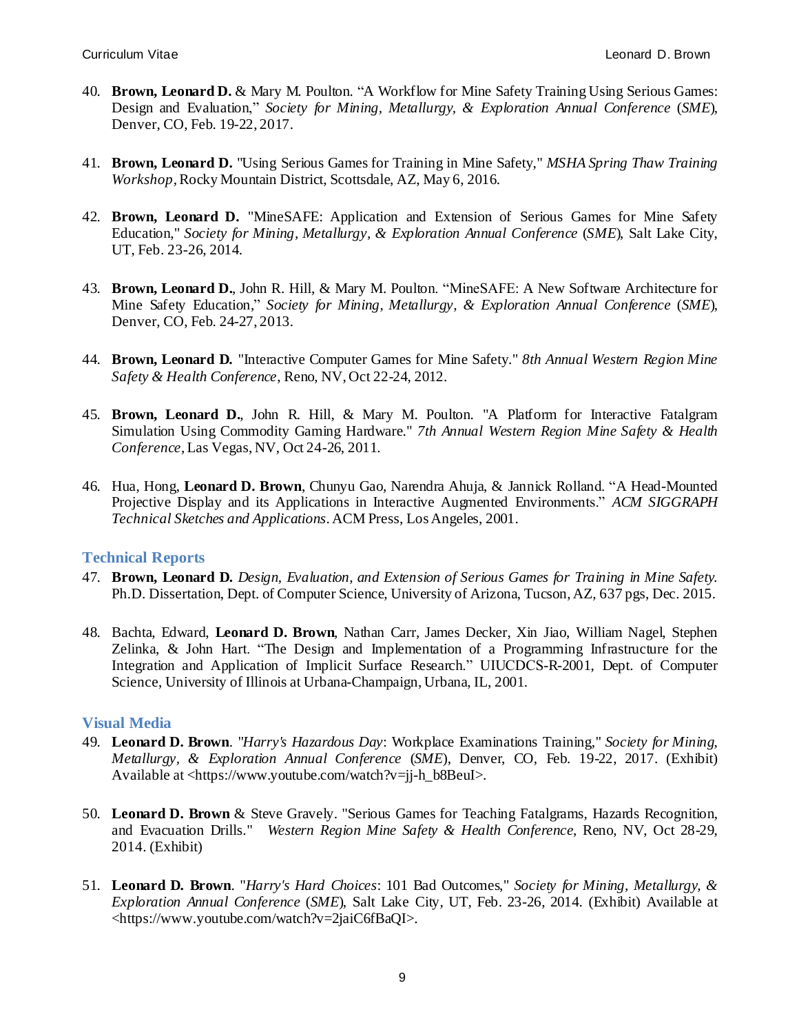40. **Brown, Leonard D.** & Mary M. Poulton. "A Workflow for Mine Safety Training Using Serious Games: Design and Evaluation," *Society for Mining, Metallurgy, & Exploration Annual Conference* (*SME*), Denver, CO, Feb. 19-22, 2017.

41. **Brown, Leonard D.** "Using Serious Games for Training in Mine Safety," *MSHA Spring Thaw Training Workshop*, Rocky Mountain District, Scottsdale, AZ, May 6, 2016.

42. **Brown, Leonard D.** "MineSAFE: Application and Extension of Serious Games for Mine Safety Education," *Society for Mining, Metallurgy, & Exploration Annual Conference* (*SME*), Salt Lake City, UT, Feb. 23-26, 2014.

43. **Brown, Leonard D.**, John R. Hill, & Mary M. Poulton. "MineSAFE: A New Software Architecture for Mine Safety Education," *Society for Mining, Metallurgy, & Exploration Annual Conference* (*SME*), Denver, CO, Feb. 24-27, 2013.

44. **Brown, Leonard D.** "Interactive Computer Games for Mine Safety." *8th Annual Western Region Mine Safety & Health Conference*, Reno, NV, Oct 22-24, 2012.

45. **Brown, Leonard D.**, John R. Hill, & Mary M. Poulton. "A Platform for Interactive Fatalgram Simulation Using Commodity Gaming Hardware." *7th Annual Western Region Mine Safety & Health Conference*, Las Vegas, NV, Oct 24-26, 2011.

46. Hua, Hong, **Leonard D. Brown**, Chunyu Gao, Narendra Ahuja, & Jannick Rolland. "A Head-Mounted Projective Display and its Applications in Interactive Augmented Environments." *ACM SIGGRAPH Technical Sketches and Applications*. ACM Press, Los Angeles, 2001.

### Technical Reports

47. **Brown, Leonard D.** *Design, Evaluation, and Extension of Serious Games for Training in Mine Safety*. Ph.D. Dissertation, Dept. of Computer Science, University of Arizona, Tucson, AZ, 637 pgs, Dec. 2015.

48. Bachta, Edward, **Leonard D. Brown**, Nathan Carr, James Decker, Xin Jiao, William Nagel, Stephen Zelinka, & John Hart. "The Design and Implementation of a Programming Infrastructure for the Integration and Application of Implicit Surface Research." UIUCDCS-R-2001, Dept. of Computer Science, University of Illinois at Urbana-Champaign, Urbana, IL, 2001.

### Visual Media

49. **Leonard D. Brown**. "*Harry's Hazardous Day*: Workplace Examinations Training," *Society for Mining, Metallurgy, & Exploration Annual Conference* (*SME*), Denver, CO, Feb. 19-22, 2017. (Exhibit) Available at <https://www.youtube.com/watch?v=jj-h_b8BeuI>.

50. **Leonard D. Brown** & Steve Gravely. "Serious Games for Teaching Fatalgrams, Hazards Recognition, and Evacuation Drills." *Western Region Mine Safety & Health Conference*, Reno, NV, Oct 28-29, 2014. (Exhibit)

51. **Leonard D. Brown**. "*Harry's Hard Choices*: 101 Bad Outcomes," *Society for Mining, Metallurgy, & Exploration Annual Conference* (*SME*), Salt Lake City, UT, Feb. 23-26, 2014. (Exhibit) Available at <https://www.youtube.com/watch?v=2jaiC6fBaQI>.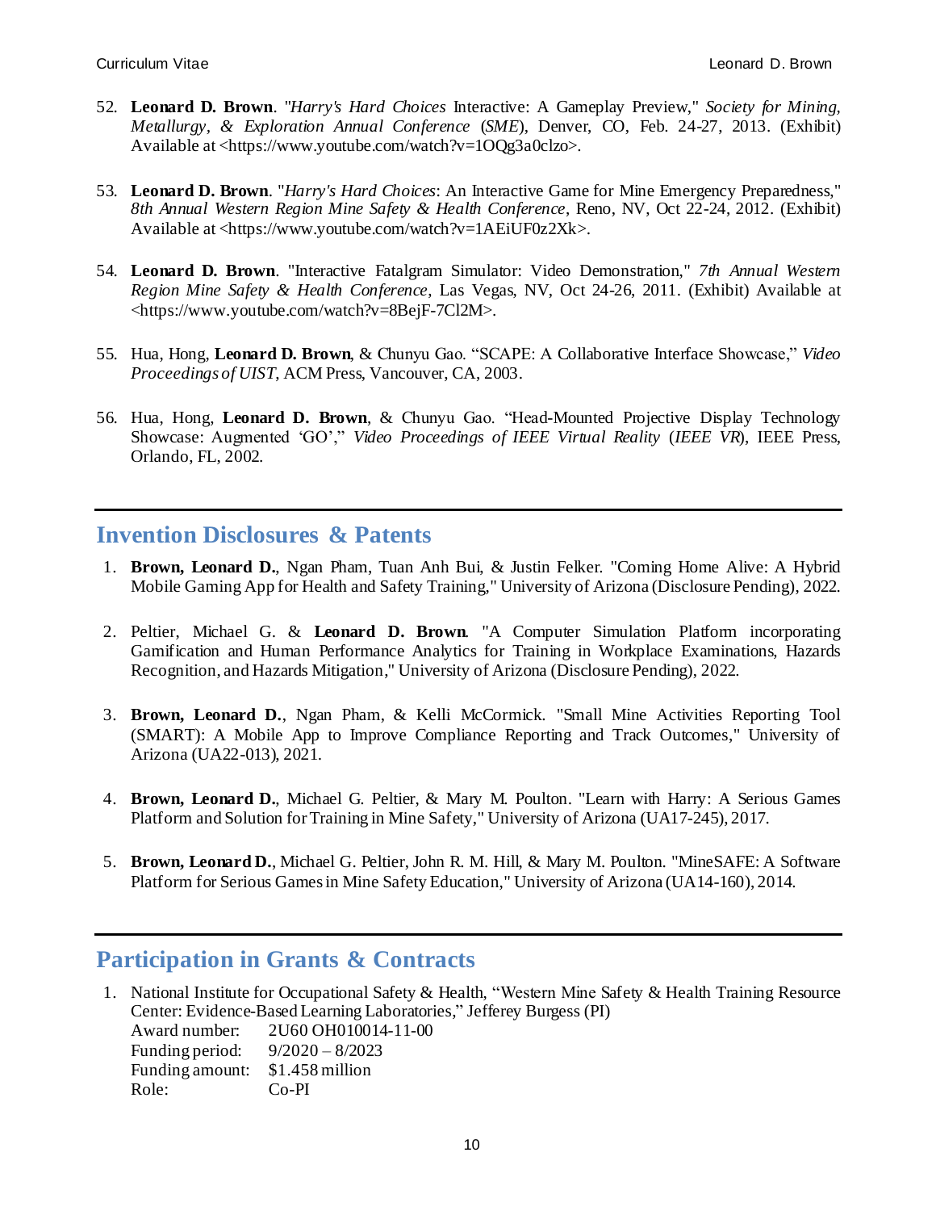52. **Leonard D. Brown**. "*Harry's Hard Choices* Interactive: A Gameplay Preview," *Society for Mining, Metallurgy, & Exploration Annual Conference* (*SME*), Denver, CO, Feb. 24-27, 2013. (Exhibit) Available at <https://www.youtube.com/watch?v=1OQg3a0clzo>.

53. **Leonard D. Brown**. "*Harry's Hard Choices*: An Interactive Game for Mine Emergency Preparedness," *8th Annual Western Region Mine Safety & Health Conference*, Reno, NV, Oct 22-24, 2012. (Exhibit) Available at <https://www.youtube.com/watch?v=1AEiUF0z2Xk>.

54. **Leonard D. Brown**. "Interactive Fatalgram Simulator: Video Demonstration," *7th Annual Western Region Mine Safety & Health Conference*, Las Vegas, NV, Oct 24-26, 2011. (Exhibit) Available at <https://www.youtube.com/watch?v=8BejF-7Cl2M>.

55. Hua, Hong, **Leonard D. Brown**, & Chunyu Gao. "SCAPE: A Collaborative Interface Showcase," *Video Proceedings of UIST*, ACM Press, Vancouver, CA, 2003.

56. Hua, Hong, **Leonard D. Brown**, & Chunyu Gao. "Head-Mounted Projective Display Technology Showcase: Augmented 'GO'," *Video Proceedings of IEEE Virtual Reality* (*IEEE VR*), IEEE Press, Orlando, FL, 2002.

## Invention Disclosures & Patents

1. **Brown, Leonard D.**, Ngan Pham, Tuan Anh Bui, & Justin Felker. "Coming Home Alive: A Hybrid Mobile Gaming App for Health and Safety Training," University of Arizona (Disclosure Pending), 2022.

2. Peltier, Michael G. & **Leonard D. Brown**. "A Computer Simulation Platform incorporating Gamification and Human Performance Analytics for Training in Workplace Examinations, Hazards Recognition, and Hazards Mitigation," University of Arizona (Disclosure Pending), 2022.

3. **Brown, Leonard D.**, Ngan Pham, & Kelli McCormick. "Small Mine Activities Reporting Tool (SMART): A Mobile App to Improve Compliance Reporting and Track Outcomes," University of Arizona (UA22-013), 2021.

4. **Brown, Leonard D.**, Michael G. Peltier, & Mary M. Poulton. "Learn with Harry: A Serious Games Platform and Solution for Training in Mine Safety," University of Arizona (UA17-245), 2017.

5. **Brown, Leonard D.**, Michael G. Peltier, John R. M. Hill, & Mary M. Poulton. "MineSAFE: A Software Platform for Serious Games in Mine Safety Education," University of Arizona (UA14-160), 2014.

## Participation in Grants & Contracts

1. National Institute for Occupational Safety & Health, "Western Mine Safety & Health Training Resource Center: Evidence-Based Learning Laboratories," Jefferey Burgess (PI)
   Award number: 2U60 OH010014-11-00
   Funding period: 9/2020 – 8/2023
   Funding amount: $1.458 million
   Role: Co-PI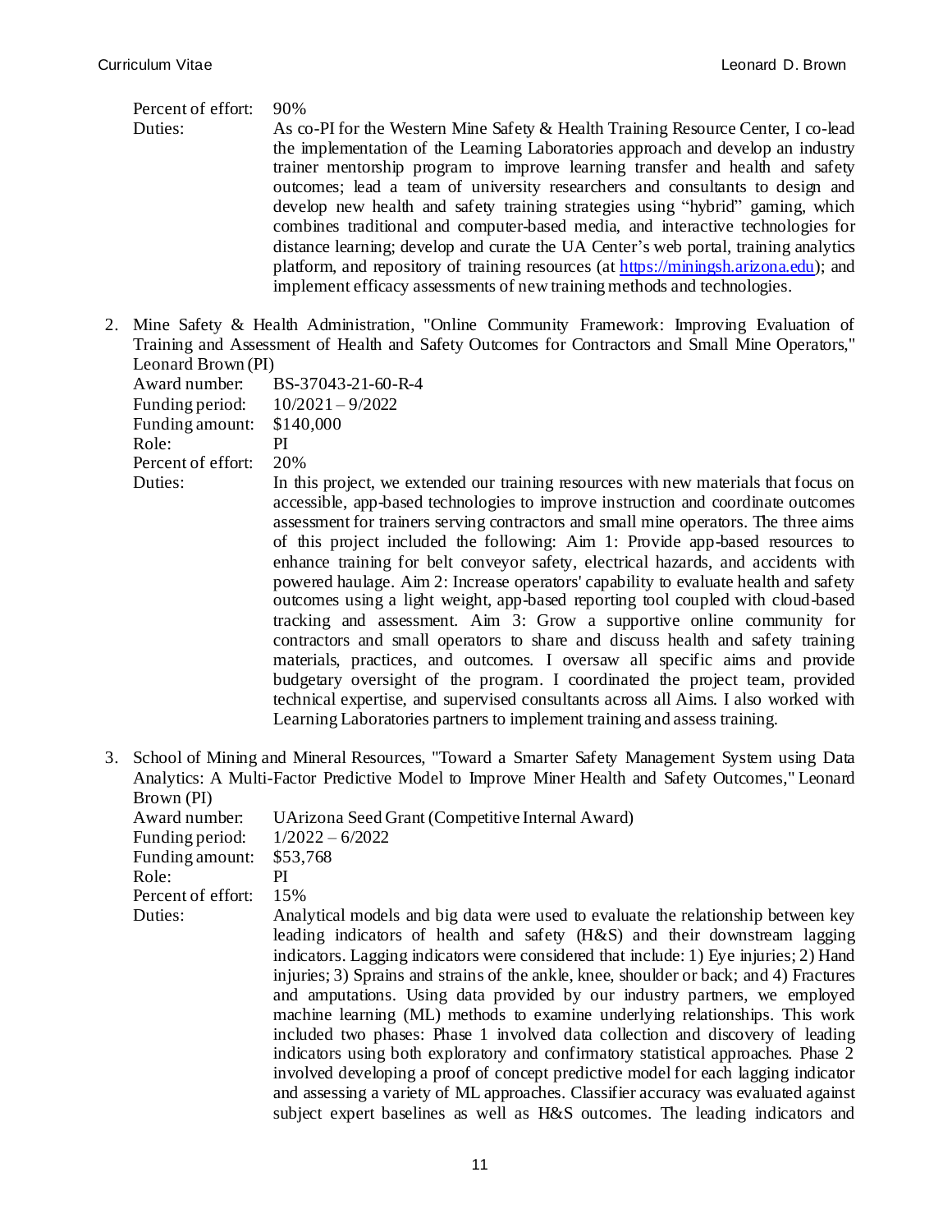Percent of effort: 90%

Duties: As co-PI for the Western Mine Safety & Health Training Resource Center, I co-lead the implementation of the Learning Laboratories approach and develop an industry trainer mentorship program to improve learning transfer and health and safety outcomes; lead a team of university researchers and consultants to design and develop new health and safety training strategies using "hybrid" gaming, which combines traditional and computer-based media, and interactive technologies for distance learning; develop and curate the UA Center's web portal, training analytics platform, and repository of training resources (at https://miningsh.arizona.edu); and implement efficacy assessments of new training methods and technologies.

2. Mine Safety & Health Administration, "Online Community Framework: Improving Evaluation of Training and Assessment of Health and Safety Outcomes for Contractors and Small Mine Operators," Leonard Brown (PI)

   Award number: BS-37043-21-60-R-4
   Funding period: 10/2021 – 9/2022
   Funding amount: $140,000
   Role: PI
   Percent of effort: 20%
   Duties: In this project, we extended our training resources with new materials that focus on accessible, app-based technologies to improve instruction and coordinate outcomes assessment for trainers serving contractors and small mine operators. The three aims of this project included the following: Aim 1: Provide app-based resources to enhance training for belt conveyor safety, electrical hazards, and accidents with powered haulage. Aim 2: Increase operators' capability to evaluate health and safety outcomes using a light weight, app-based reporting tool coupled with cloud-based tracking and assessment. Aim 3: Grow a supportive online community for contractors and small operators to share and discuss health and safety training materials, practices, and outcomes. I oversaw all specific aims and provide budgetary oversight of the program. I coordinated the project team, provided technical expertise, and supervised consultants across all Aims. I also worked with Learning Laboratories partners to implement training and assess training.

3. School of Mining and Mineral Resources, "Toward a Smarter Safety Management System using Data Analytics: A Multi-Factor Predictive Model to Improve Miner Health and Safety Outcomes," Leonard Brown (PI)

   Award number: UArizona Seed Grant (Competitive Internal Award)
   Funding period: 1/2022 – 6/2022
   Funding amount: $53,768
   Role: PI
   Percent of effort: 15%
   Duties: Analytical models and big data were used to evaluate the relationship between key leading indicators of health and safety (H&S) and their downstream lagging indicators. Lagging indicators were considered that include: 1) Eye injuries; 2) Hand injuries; 3) Sprains and strains of the ankle, knee, shoulder or back; and 4) Fractures and amputations. Using data provided by our industry partners, we employed machine learning (ML) methods to examine underlying relationships. This work included two phases: Phase 1 involved data collection and discovery of leading indicators using both exploratory and confirmatory statistical approaches. Phase 2 involved developing a proof of concept predictive model for each lagging indicator and assessing a variety of ML approaches. Classifier accuracy was evaluated against subject expert baselines as well as H&S outcomes. The leading indicators and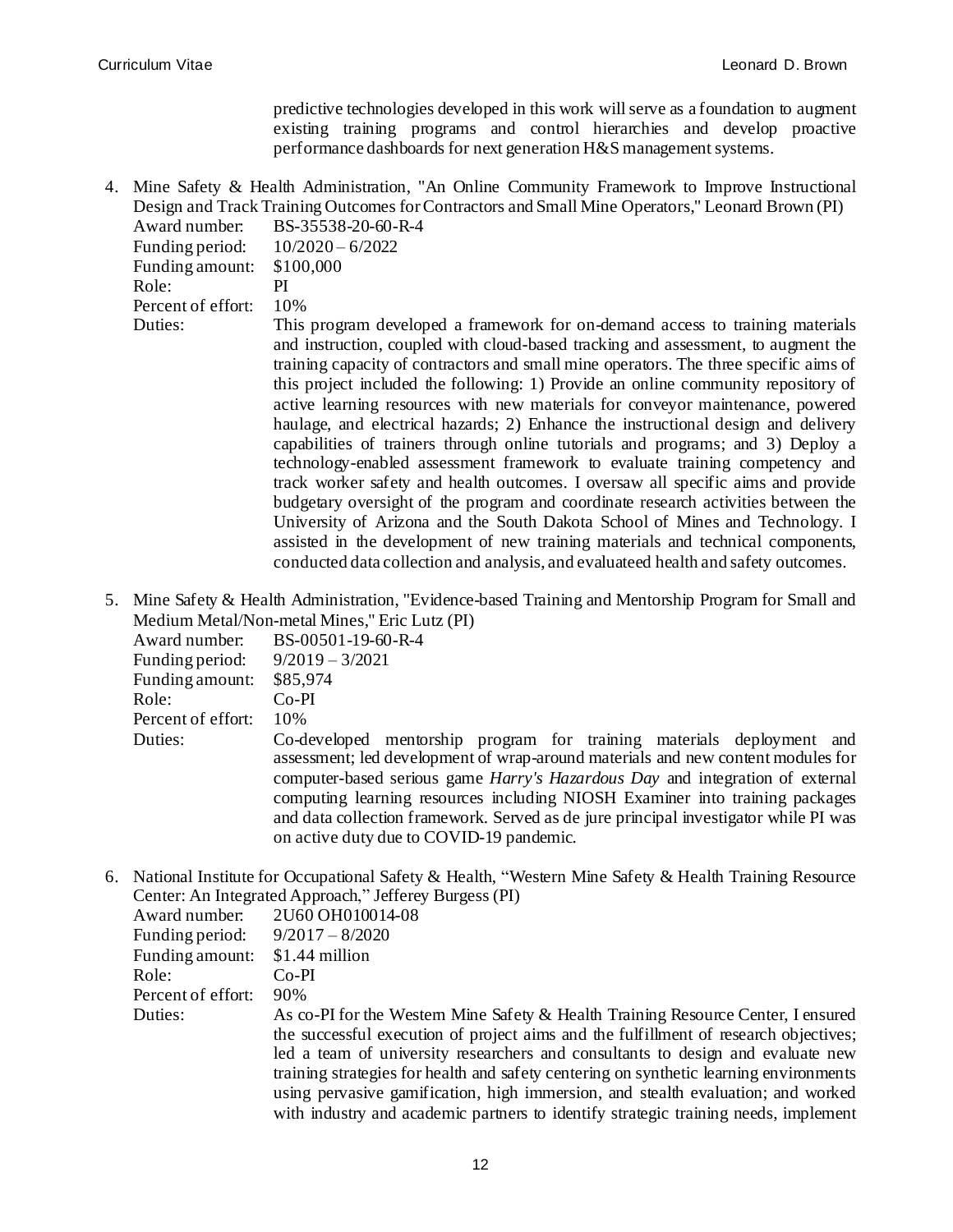predictive technologies developed in this work will serve as a foundation to augment existing training programs and control hierarchies and develop proactive performance dashboards for next generation H&S management systems.

4. Mine Safety & Health Administration, "An Online Community Framework to Improve Instructional Design and Track Training Outcomes for Contractors and Small Mine Operators," Leonard Brown (PI)
   Award number: BS-35538-20-60-R-4
   Funding period: 10/2020 – 6/2022
   Funding amount: $100,000
   Role: PI
   Percent of effort: 10%
   Duties: This program developed a framework for on-demand access to training materials and instruction, coupled with cloud-based tracking and assessment, to augment the training capacity of contractors and small mine operators. The three specific aims of this project included the following: 1) Provide an online community repository of active learning resources with new materials for conveyor maintenance, powered haulage, and electrical hazards; 2) Enhance the instructional design and delivery capabilities of trainers through online tutorials and programs; and 3) Deploy a technology-enabled assessment framework to evaluate training competency and track worker safety and health outcomes. I oversaw all specific aims and provide budgetary oversight of the program and coordinate research activities between the University of Arizona and the South Dakota School of Mines and Technology. I assisted in the development of new training materials and technical components, conducted data collection and analysis, and evaluateed health and safety outcomes.

5. Mine Safety & Health Administration, "Evidence-based Training and Mentorship Program for Small and Medium Metal/Non-metal Mines," Eric Lutz (PI)
   Award number: BS-00501-19-60-R-4
   Funding period: 9/2019 – 3/2021
   Funding amount: $85,974
   Role: Co-PI
   Percent of effort: 10%
   Duties: Co-developed mentorship program for training materials deployment and assessment; led development of wrap-around materials and new content modules for computer-based serious game *Harry's Hazardous Day* and integration of external computing learning resources including NIOSH Examiner into training packages and data collection framework. Served as de jure principal investigator while PI was on active duty due to COVID-19 pandemic.

6. National Institute for Occupational Safety & Health, "Western Mine Safety & Health Training Resource Center: An Integrated Approach," Jefferey Burgess (PI)
   Award number: 2U60 OH010014-08
   Funding period: 9/2017 – 8/2020
   Funding amount: $1.44 million
   Role: Co-PI
   Percent of effort: 90%
   Duties: As co-PI for the Western Mine Safety & Health Training Resource Center, I ensured the successful execution of project aims and the fulfillment of research objectives; led a team of university researchers and consultants to design and evaluate new training strategies for health and safety centering on synthetic learning environments using pervasive gamification, high immersion, and stealth evaluation; and worked with industry and academic partners to identify strategic training needs, implement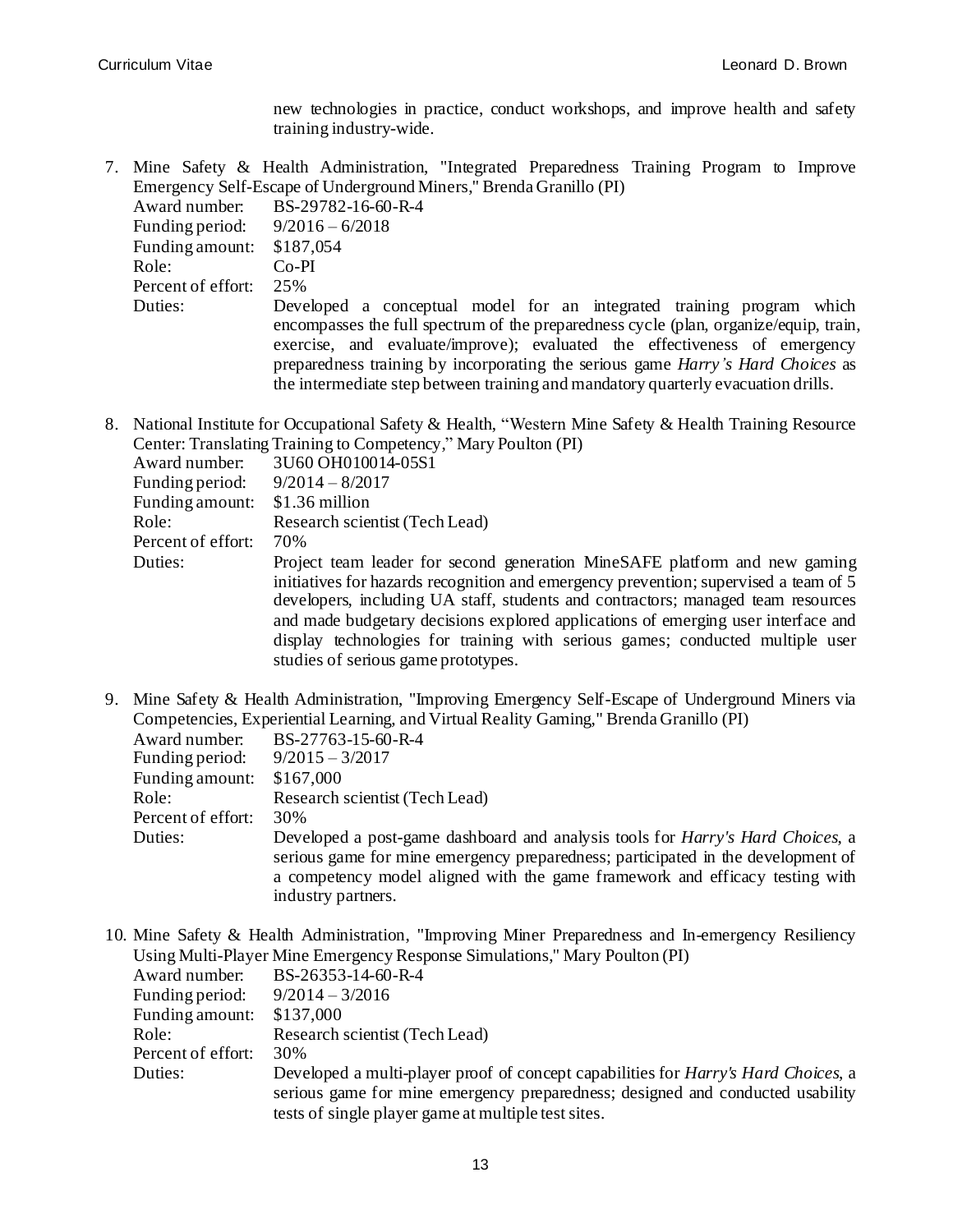new technologies in practice, conduct workshops, and improve health and safety training industry-wide.

7. Mine Safety & Health Administration, "Integrated Preparedness Training Program to Improve Emergency Self-Escape of Underground Miners," Brenda Granillo (PI)
   Award number: BS-29782-16-60-R-4
   Funding period: 9/2016 – 6/2018
   Funding amount: $187,054
   Role: Co-PI
   Percent of effort: 25%
   Duties: Developed a conceptual model for an integrated training program which encompasses the full spectrum of the preparedness cycle (plan, organize/equip, train, exercise, and evaluate/improve); evaluated the effectiveness of emergency preparedness training by incorporating the serious game *Harry's Hard Choices* as the intermediate step between training and mandatory quarterly evacuation drills.

8. National Institute for Occupational Safety & Health, "Western Mine Safety & Health Training Resource Center: Translating Training to Competency," Mary Poulton (PI)
   Award number: 3U60 OH010014-05S1
   Funding period: 9/2014 – 8/2017
   Funding amount: $1.36 million
   Role: Research scientist (Tech Lead)
   Percent of effort: 70%
   Duties: Project team leader for second generation MineSAFE platform and new gaming initiatives for hazards recognition and emergency prevention; supervised a team of 5 developers, including UA staff, students and contractors; managed team resources and made budgetary decisions explored applications of emerging user interface and display technologies for training with serious games; conducted multiple user studies of serious game prototypes.

9. Mine Safety & Health Administration, "Improving Emergency Self-Escape of Underground Miners via Competencies, Experiential Learning, and Virtual Reality Gaming," Brenda Granillo (PI)
   Award number: BS-27763-15-60-R-4
   Funding period: 9/2015 – 3/2017
   Funding amount: $167,000
   Role: Research scientist (Tech Lead)
   Percent of effort: 30%
   Duties: Developed a post-game dashboard and analysis tools for *Harry's Hard Choices*, a serious game for mine emergency preparedness; participated in the development of a competency model aligned with the game framework and efficacy testing with industry partners.

10. Mine Safety & Health Administration, "Improving Miner Preparedness and In-emergency Resiliency Using Multi-Player Mine Emergency Response Simulations," Mary Poulton (PI)
    Award number: BS-26353-14-60-R-4
    Funding period: 9/2014 – 3/2016
    Funding amount: $137,000
    Role: Research scientist (Tech Lead)
    Percent of effort: 30%
    Duties: Developed a multi-player proof of concept capabilities for *Harry's Hard Choices*, a serious game for mine emergency preparedness; designed and conducted usability tests of single player game at multiple test sites.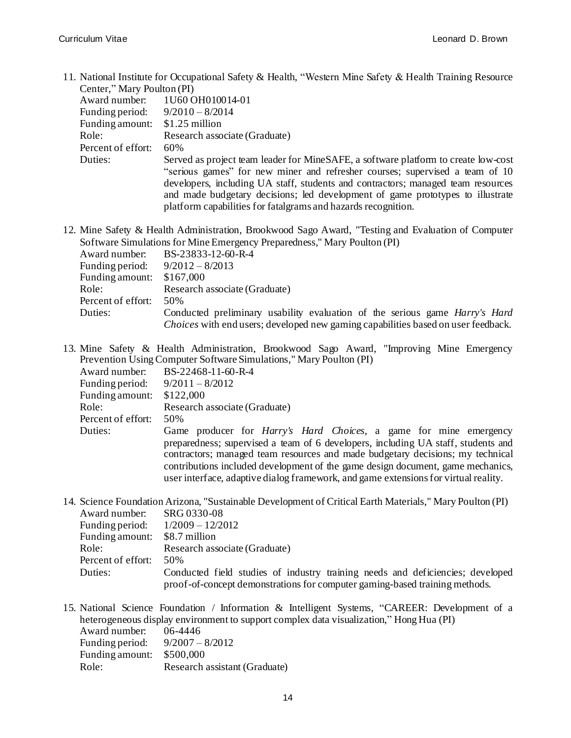11. National Institute for Occupational Safety & Health, "Western Mine Safety & Health Training Resource Center," Mary Poulton (PI)

    Award number: 1U60 OH010014-01
    Funding period: 9/2010 – 8/2014
    Funding amount: $1.25 million
    Role: Research associate (Graduate)
    Percent of effort: 60%
    Duties: Served as project team leader for MineSAFE, a software platform to create low-cost "serious games" for new miner and refresher courses; supervised a team of 10 developers, including UA staff, students and contractors; managed team resources and made budgetary decisions; led development of game prototypes to illustrate platform capabilities for fatalgrams and hazards recognition.

12. Mine Safety & Health Administration, Brookwood Sago Award, "Testing and Evaluation of Computer Software Simulations for Mine Emergency Preparedness," Mary Poulton (PI)

    Award number: BS-23833-12-60-R-4
    Funding period: 9/2012 – 8/2013
    Funding amount: $167,000
    Role: Research associate (Graduate)
    Percent of effort: 50%
    Duties: Conducted preliminary usability evaluation of the serious game *Harry's Hard Choices* with end users; developed new gaming capabilities based on user feedback.

13. Mine Safety & Health Administration, Brookwood Sago Award, "Improving Mine Emergency Prevention Using Computer Software Simulations," Mary Poulton (PI)

    Award number: BS-22468-11-60-R-4
    Funding period: 9/2011 – 8/2012
    Funding amount: $122,000
    Role: Research associate (Graduate)
    Percent of effort: 50%
    Duties: Game producer for *Harry's Hard Choices*, a game for mine emergency preparedness; supervised a team of 6 developers, including UA staff, students and contractors; managed team resources and made budgetary decisions; my technical contributions included development of the game design document, game mechanics, user interface, adaptive dialog framework, and game extensions for virtual reality.

14. Science Foundation Arizona, "Sustainable Development of Critical Earth Materials," Mary Poulton (PI)

    Award number: SRG 0330-08
    Funding period: 1/2009 – 12/2012
    Funding amount: $8.7 million
    Role: Research associate (Graduate)
    Percent of effort: 50%
    Duties: Conducted field studies of industry training needs and deficiencies; developed proof-of-concept demonstrations for computer gaming-based training methods.

15. National Science Foundation / Information & Intelligent Systems, "CAREER: Development of a heterogeneous display environment to support complex data visualization," Hong Hua (PI)

    Award number: 06-4446
    Funding period: 9/2007 – 8/2012
    Funding amount: $500,000
    Role: Research assistant (Graduate)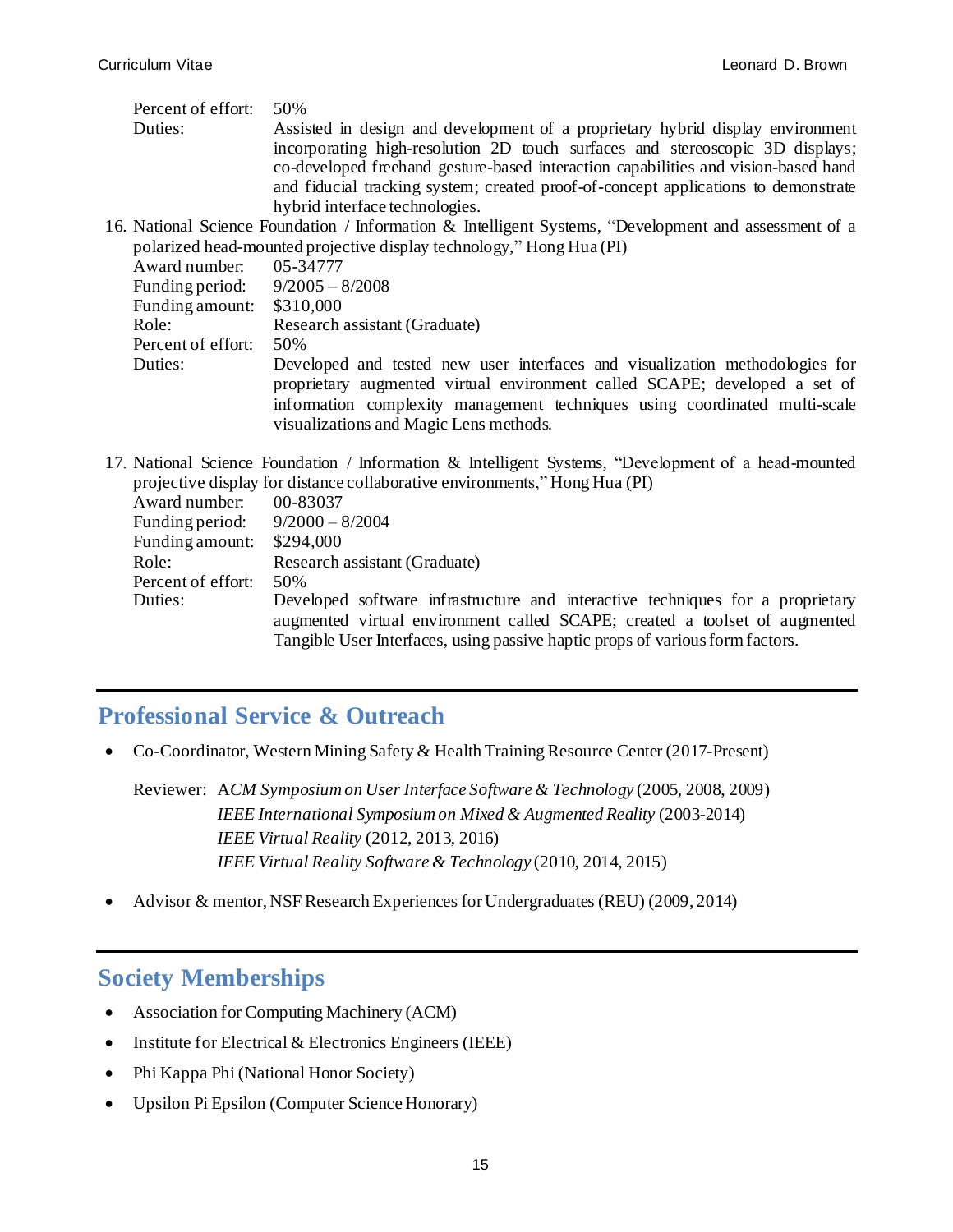Percent of effort: 50%
Duties: Assisted in design and development of a proprietary hybrid display environment incorporating high-resolution 2D touch surfaces and stereoscopic 3D displays; co-developed freehand gesture-based interaction capabilities and vision-based hand and fiducial tracking system; created proof-of-concept applications to demonstrate hybrid interface technologies.

16. National Science Foundation / Information & Intelligent Systems, "Development and assessment of a polarized head-mounted projective display technology," Hong Hua (PI)
    Award number: 05-34777
    Funding period: 9/2005 – 8/2008
    Funding amount: $310,000
    Role: Research assistant (Graduate)
    Percent of effort: 50%
    Duties: Developed and tested new user interfaces and visualization methodologies for proprietary augmented virtual environment called SCAPE; developed a set of information complexity management techniques using coordinated multi-scale visualizations and Magic Lens methods.

17. National Science Foundation / Information & Intelligent Systems, "Development of a head-mounted projective display for distance collaborative environments," Hong Hua (PI)
    Award number: 00-83037
    Funding period: 9/2000 – 8/2004
    Funding amount: $294,000
    Role: Research assistant (Graduate)
    Percent of effort: 50%
    Duties: Developed software infrastructure and interactive techniques for a proprietary augmented virtual environment called SCAPE; created a toolset of augmented Tangible User Interfaces, using passive haptic props of various form factors.

## Professional Service & Outreach

- Co-Coordinator, Western Mining Safety & Health Training Resource Center (2017-Present)

  Reviewer: A*CM Symposium on User Interface Software & Technology* (2005, 2008, 2009)
  *IEEE International Symposium on Mixed & Augmented Reality* (2003-2014)
  *IEEE Virtual Reality* (2012, 2013, 2016)
  *IEEE Virtual Reality Software & Technology* (2010, 2014, 2015)

- Advisor & mentor, NSF Research Experiences for Undergraduates (REU) (2009, 2014)

## Society Memberships

- Association for Computing Machinery (ACM)
- Institute for Electrical & Electronics Engineers (IEEE)
- Phi Kappa Phi (National Honor Society)
- Upsilon Pi Epsilon (Computer Science Honorary)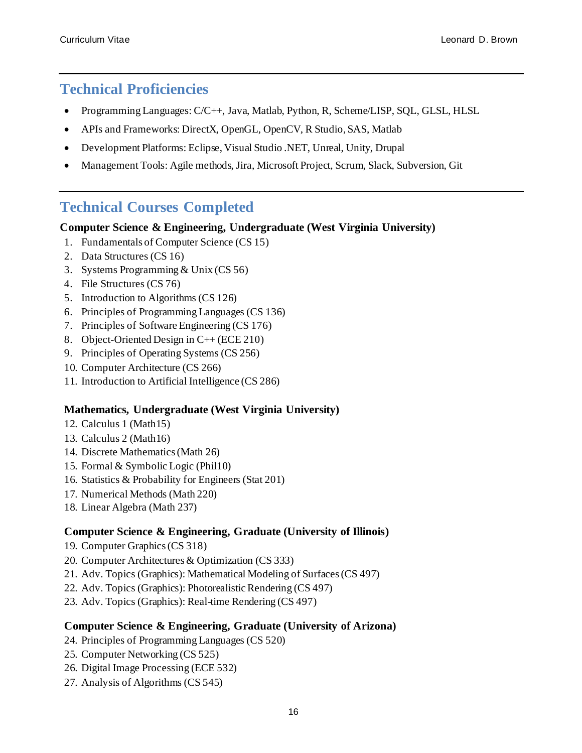## Technical Proficiencies

- Programming Languages: C/C++, Java, Matlab, Python, R, Scheme/LISP, SQL, GLSL, HLSL
- APIs and Frameworks: DirectX, OpenGL, OpenCV, R Studio, SAS, Matlab
- Development Platforms: Eclipse, Visual Studio .NET, Unreal, Unity, Drupal
- Management Tools: Agile methods, Jira, Microsoft Project, Scrum, Slack, Subversion, Git

## Technical Courses Completed

**Computer Science & Engineering, Undergraduate (West Virginia University)**

1. Fundamentals of Computer Science (CS 15)
2. Data Structures (CS 16)
3. Systems Programming & Unix (CS 56)
4. File Structures (CS 76)
5. Introduction to Algorithms (CS 126)
6. Principles of Programming Languages (CS 136)
7. Principles of Software Engineering (CS 176)
8. Object-Oriented Design in C++ (ECE 210)
9. Principles of Operating Systems (CS 256)
10. Computer Architecture (CS 266)
11. Introduction to Artificial Intelligence (CS 286)

**Mathematics, Undergraduate (West Virginia University)**

12. Calculus 1 (Math15)
13. Calculus 2 (Math16)
14. Discrete Mathematics (Math 26)
15. Formal & Symbolic Logic (Phil10)
16. Statistics & Probability for Engineers (Stat 201)
17. Numerical Methods (Math 220)
18. Linear Algebra (Math 237)

**Computer Science & Engineering, Graduate (University of Illinois)**

19. Computer Graphics (CS 318)
20. Computer Architectures & Optimization (CS 333)
21. Adv. Topics (Graphics): Mathematical Modeling of Surfaces (CS 497)
22. Adv. Topics (Graphics): Photorealistic Rendering (CS 497)
23. Adv. Topics (Graphics): Real-time Rendering (CS 497)

**Computer Science & Engineering, Graduate (University of Arizona)**

24. Principles of Programming Languages (CS 520)
25. Computer Networking (CS 525)
26. Digital Image Processing (ECE 532)
27. Analysis of Algorithms (CS 545)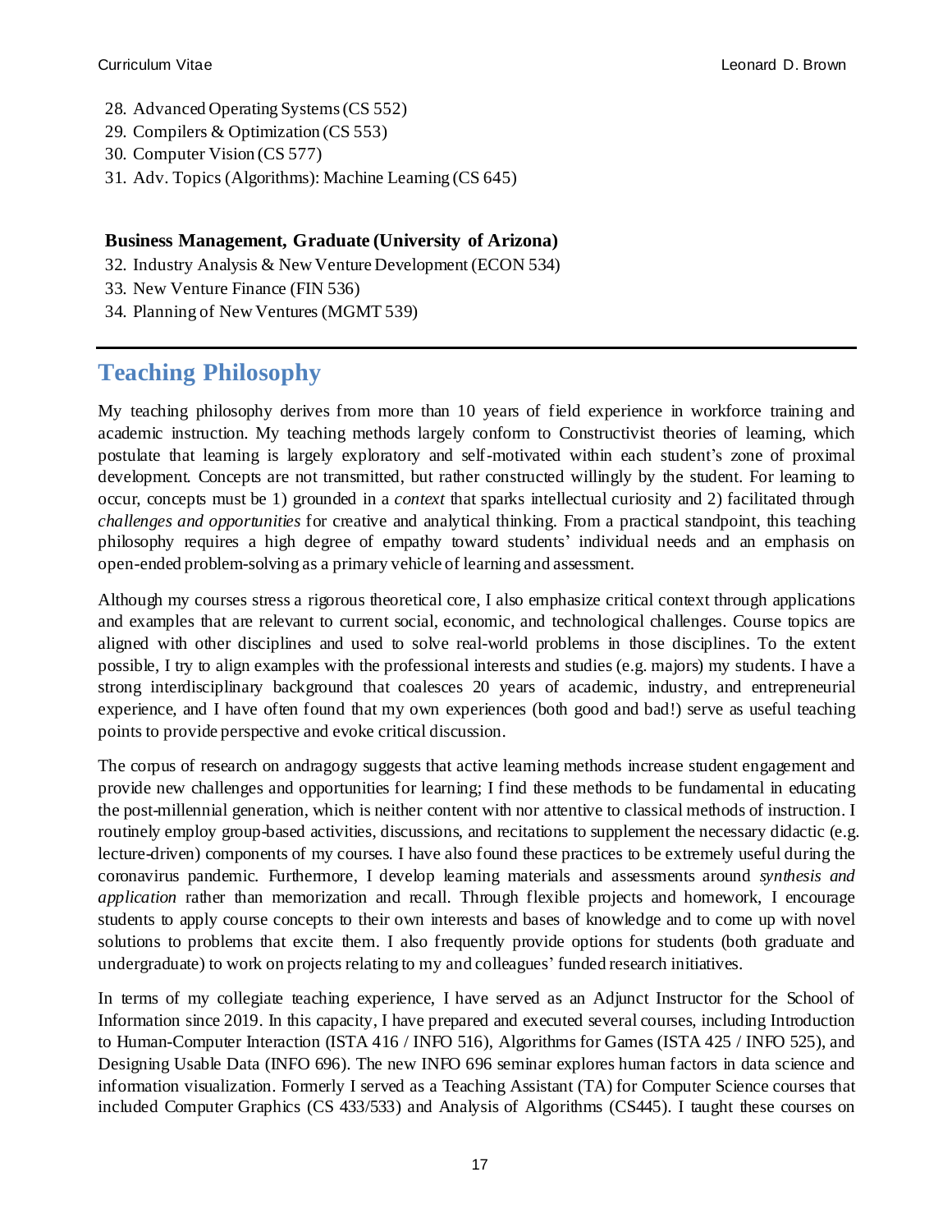28. Advanced Operating Systems (CS 552)
29. Compilers & Optimization (CS 553)
30. Computer Vision (CS 577)
31. Adv. Topics (Algorithms): Machine Learning (CS 645)

**Business Management, Graduate (University of Arizona)**

32. Industry Analysis & New Venture Development (ECON 534)
33. New Venture Finance (FIN 536)
34. Planning of New Ventures (MGMT 539)

---

## Teaching Philosophy

My teaching philosophy derives from more than 10 years of field experience in workforce training and academic instruction. My teaching methods largely conform to Constructivist theories of learning, which postulate that learning is largely exploratory and self-motivated within each student's zone of proximal development. Concepts are not transmitted, but rather constructed willingly by the student. For learning to occur, concepts must be 1) grounded in a *context* that sparks intellectual curiosity and 2) facilitated through *challenges and opportunities* for creative and analytical thinking. From a practical standpoint, this teaching philosophy requires a high degree of empathy toward students' individual needs and an emphasis on open-ended problem-solving as a primary vehicle of learning and assessment.

Although my courses stress a rigorous theoretical core, I also emphasize critical context through applications and examples that are relevant to current social, economic, and technological challenges. Course topics are aligned with other disciplines and used to solve real-world problems in those disciplines. To the extent possible, I try to align examples with the professional interests and studies (e.g. majors) my students. I have a strong interdisciplinary background that coalesces 20 years of academic, industry, and entrepreneurial experience, and I have often found that my own experiences (both good and bad!) serve as useful teaching points to provide perspective and evoke critical discussion.

The corpus of research on andragogy suggests that active learning methods increase student engagement and provide new challenges and opportunities for learning; I find these methods to be fundamental in educating the post-millennial generation, which is neither content with nor attentive to classical methods of instruction. I routinely employ group-based activities, discussions, and recitations to supplement the necessary didactic (e.g. lecture-driven) components of my courses. I have also found these practices to be extremely useful during the coronavirus pandemic. Furthermore, I develop learning materials and assessments around *synthesis and application* rather than memorization and recall. Through flexible projects and homework, I encourage students to apply course concepts to their own interests and bases of knowledge and to come up with novel solutions to problems that excite them. I also frequently provide options for students (both graduate and undergraduate) to work on projects relating to my and colleagues' funded research initiatives.

In terms of my collegiate teaching experience, I have served as an Adjunct Instructor for the School of Information since 2019. In this capacity, I have prepared and executed several courses, including Introduction to Human-Computer Interaction (ISTA 416 / INFO 516), Algorithms for Games (ISTA 425 / INFO 525), and Designing Usable Data (INFO 696). The new INFO 696 seminar explores human factors in data science and information visualization. Formerly I served as a Teaching Assistant (TA) for Computer Science courses that included Computer Graphics (CS 433/533) and Analysis of Algorithms (CS445). I taught these courses on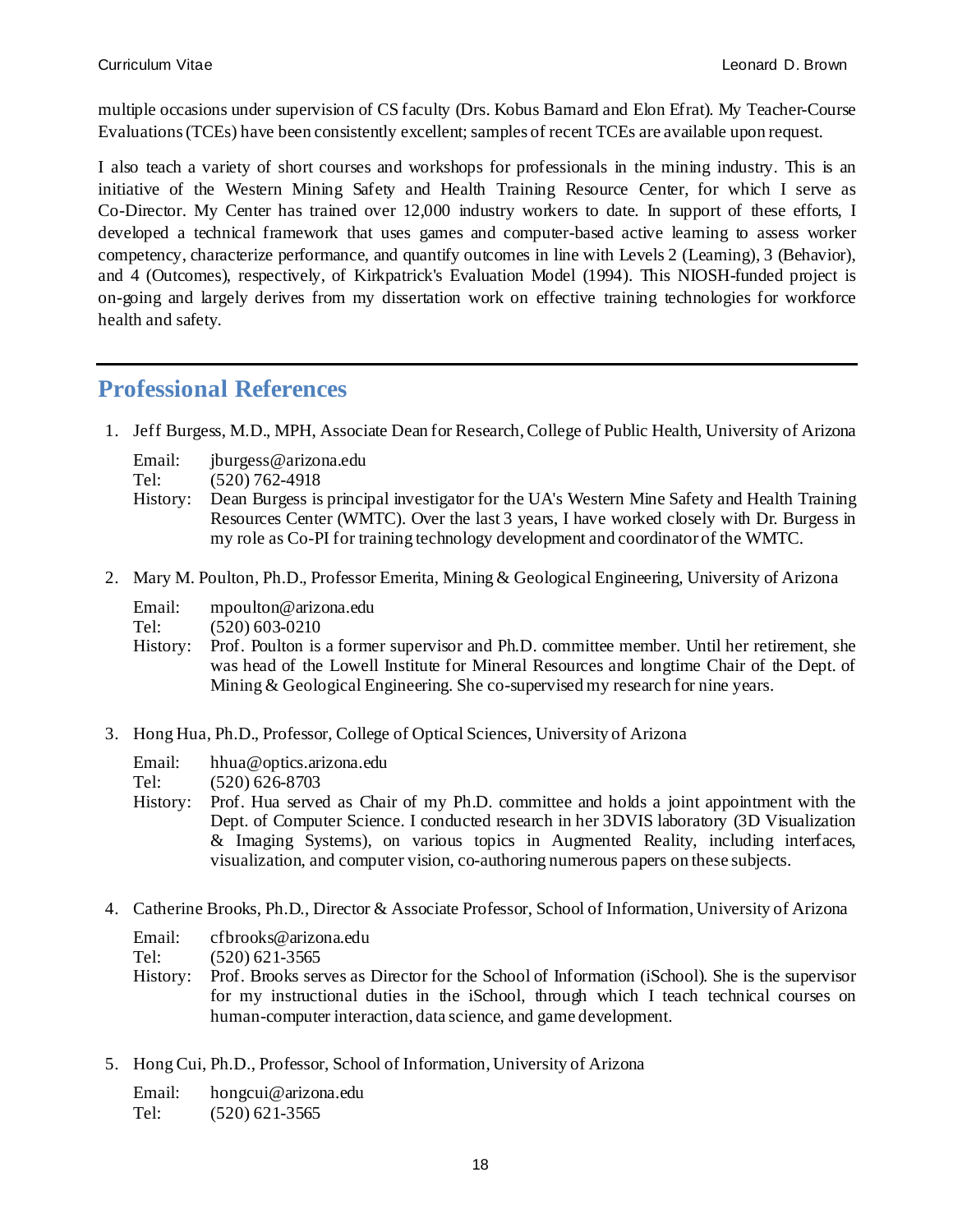multiple occasions under supervision of CS faculty (Drs. Kobus Barnard and Elon Efrat). My Teacher-Course Evaluations (TCEs) have been consistently excellent; samples of recent TCEs are available upon request.

I also teach a variety of short courses and workshops for professionals in the mining industry. This is an initiative of the Western Mining Safety and Health Training Resource Center, for which I serve as Co-Director. My Center has trained over 12,000 industry workers to date. In support of these efforts, I developed a technical framework that uses games and computer-based active learning to assess worker competency, characterize performance, and quantify outcomes in line with Levels 2 (Learning), 3 (Behavior), and 4 (Outcomes), respectively, of Kirkpatrick's Evaluation Model (1994). This NIOSH-funded project is on-going and largely derives from my dissertation work on effective training technologies for workforce health and safety.

---

## Professional References

1. Jeff Burgess, M.D., MPH, Associate Dean for Research, College of Public Health, University of Arizona

   Email: jburgess@arizona.edu
   Tel: (520) 762-4918
   History: Dean Burgess is principal investigator for the UA's Western Mine Safety and Health Training Resources Center (WMTC). Over the last 3 years, I have worked closely with Dr. Burgess in my role as Co-PI for training technology development and coordinator of the WMTC.

2. Mary M. Poulton, Ph.D., Professor Emerita, Mining & Geological Engineering, University of Arizona

   Email: mpoulton@arizona.edu
   Tel: (520) 603-0210
   History: Prof. Poulton is a former supervisor and Ph.D. committee member. Until her retirement, she was head of the Lowell Institute for Mineral Resources and longtime Chair of the Dept. of Mining & Geological Engineering. She co-supervised my research for nine years.

3. Hong Hua, Ph.D., Professor, College of Optical Sciences, University of Arizona

   Email: hhua@optics.arizona.edu
   Tel: (520) 626-8703
   History: Prof. Hua served as Chair of my Ph.D. committee and holds a joint appointment with the Dept. of Computer Science. I conducted research in her 3DVIS laboratory (3D Visualization & Imaging Systems), on various topics in Augmented Reality, including interfaces, visualization, and computer vision, co-authoring numerous papers on these subjects.

4. Catherine Brooks, Ph.D., Director & Associate Professor, School of Information, University of Arizona

   Email: cfbrooks@arizona.edu
   Tel: (520) 621-3565
   History: Prof. Brooks serves as Director for the School of Information (iSchool). She is the supervisor for my instructional duties in the iSchool, through which I teach technical courses on human-computer interaction, data science, and game development.

5. Hong Cui, Ph.D., Professor, School of Information, University of Arizona

   Email: hongcui@arizona.edu
   Tel: (520) 621-3565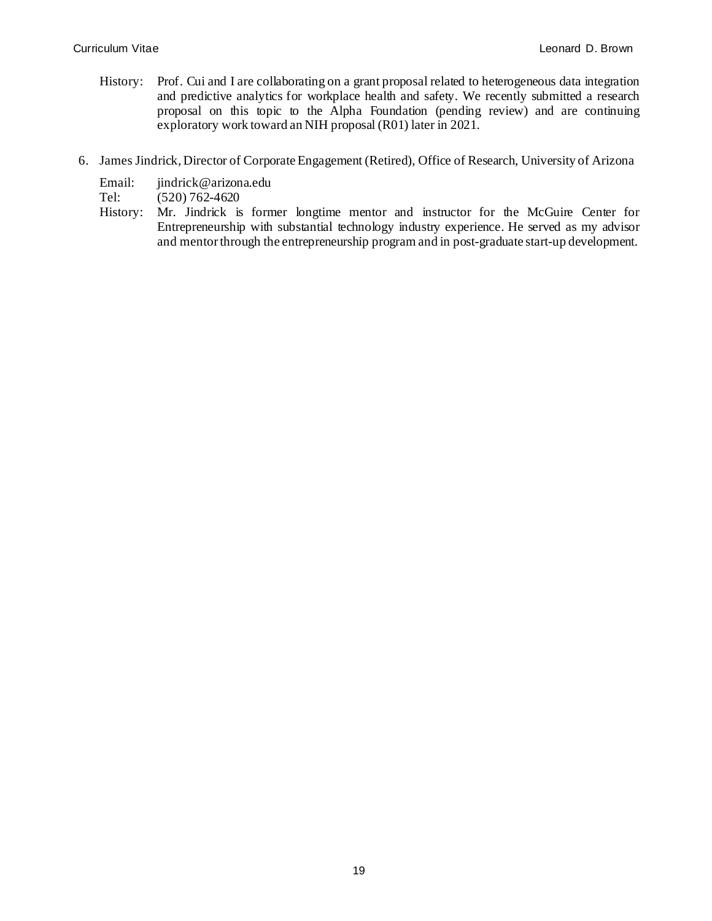History: Prof. Cui and I are collaborating on a grant proposal related to heterogeneous data integration and predictive analytics for workplace health and safety. We recently submitted a research proposal on this topic to the Alpha Foundation (pending review) and are continuing exploratory work toward an NIH proposal (R01) later in 2021.

6. James Jindrick, Director of Corporate Engagement (Retired), Office of Research, University of Arizona

   Email: jindrick@arizona.edu
   Tel: (520) 762-4620
   History: Mr. Jindrick is former longtime mentor and instructor for the McGuire Center for Entrepreneurship with substantial technology industry experience. He served as my advisor and mentor through the entrepreneurship program and in post-graduate start-up development.